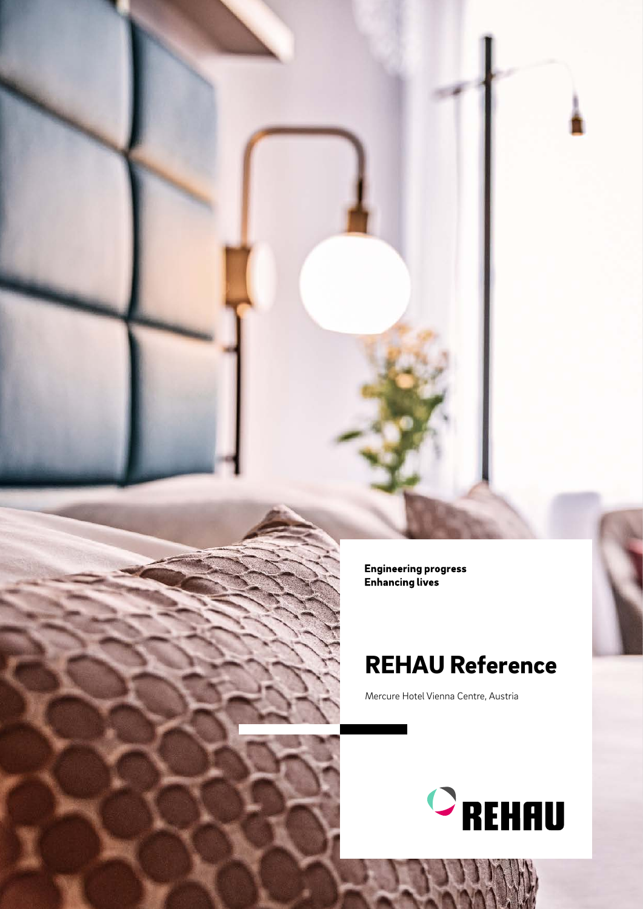**Engineering progress**
**Enhancing lives**

# REHAU Reference

Mercure Hotel Vienna Centre, Austria

REHAU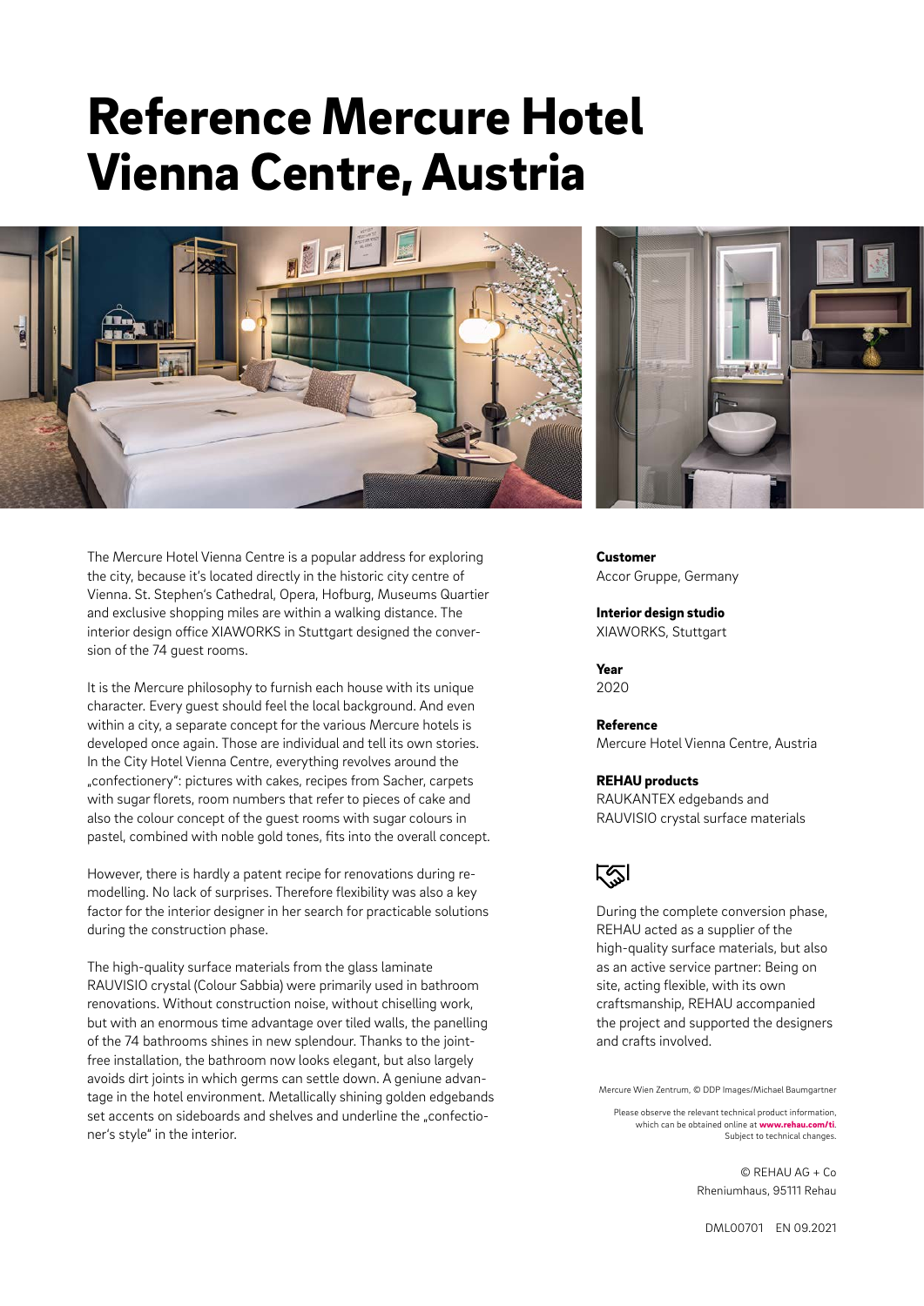# Reference Mercure Hotel Vienna Centre, Austria

The Mercure Hotel Vienna Centre is a popular address for exploring the city, because it's located directly in the historic city centre of Vienna. St. Stephen's Cathedral, Opera, Hofburg, Museums Quartier and exclusive shopping miles are within a walking distance. The interior design office XIAWORKS in Stuttgart designed the conversion of the 74 guest rooms.

It is the Mercure philosophy to furnish each house with its unique character. Every guest should feel the local background. And even within a city, a separate concept for the various Mercure hotels is developed once again. Those are individual and tell its own stories. In the City Hotel Vienna Centre, everything revolves around the „confectionery": pictures with cakes, recipes from Sacher, carpets with sugar florets, room numbers that refer to pieces of cake and also the colour concept of the guest rooms with sugar colours in pastel, combined with noble gold tones, fits into the overall concept.

However, there is hardly a patent recipe for renovations during remodelling. No lack of surprises. Therefore flexibility was also a key factor for the interior designer in her search for practicable solutions during the construction phase.

The high-quality surface materials from the glass laminate RAUVISIO crystal (Colour Sabbia) were primarily used in bathroom renovations. Without construction noise, without chiselling work, but with an enormous time advantage over tiled walls, the panelling of the 74 bathrooms shines in new splendour. Thanks to the joint-free installation, the bathroom now looks elegant, but also largely avoids dirt joints in which germs can settle down. A geniune advantage in the hotel environment. Metallically shining golden edgebands set accents on sideboards and shelves and underline the „confectioner's style" in the interior.

**Customer**
Accor Gruppe, Germany

**Interior design studio**
XIAWORKS, Stuttgart

**Year**
2020

**Reference**
Mercure Hotel Vienna Centre, Austria

**REHAU products**
RAUKANTEX edgebands and RAUVISIO crystal surface materials

During the complete conversion phase, REHAU acted as a supplier of the high-quality surface materials, but also as an active service partner: Being on site, acting flexible, with its own craftsmanship, REHAU accompanied the project and supported the designers and crafts involved.

Mercure Wien Zentrum, © DDP Images/Michael Baumgartner

Please observe the relevant technical product information, which can be obtained online at **www.rehau.com/ti**. Subject to technical changes.

© REHAU AG + Co
Rheniumhaus, 95111 Rehau

DML00701 EN 09.2021